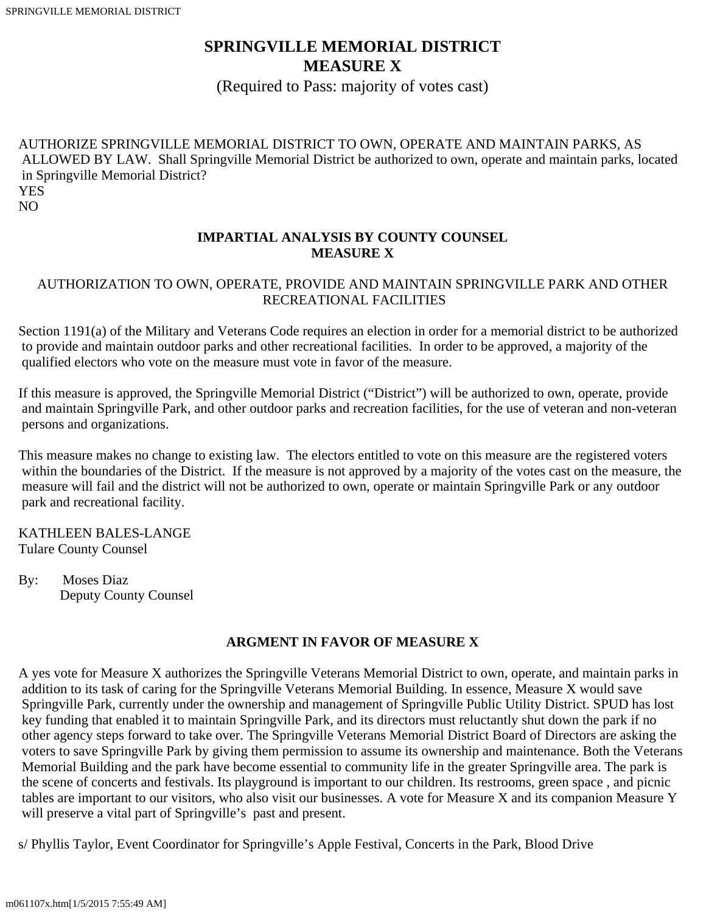# SPRINGVILLE MEMORIAL DISTRICT
# MEASURE X

(Required to Pass: majority of votes cast)

AUTHORIZE SPRINGVILLE MEMORIAL DISTRICT TO OWN, OPERATE AND MAINTAIN PARKS, AS ALLOWED BY LAW. Shall Springville Memorial District be authorized to own, operate and maintain parks, located in Springville Memorial District?

YES

NO

## IMPARTIAL ANALYSIS BY COUNTY COUNSEL
## MEASURE X

AUTHORIZATION TO OWN, OPERATE, PROVIDE AND MAINTAIN SPRINGVILLE PARK AND OTHER RECREATIONAL FACILITIES

Section 1191(a) of the Military and Veterans Code requires an election in order for a memorial district to be authorized to provide and maintain outdoor parks and other recreational facilities. In order to be approved, a majority of the qualified electors who vote on the measure must vote in favor of the measure.

If this measure is approved, the Springville Memorial District ("District") will be authorized to own, operate, provide and maintain Springville Park, and other outdoor parks and recreation facilities, for the use of veteran and non-veteran persons and organizations.

This measure makes no change to existing law. The electors entitled to vote on this measure are the registered voters within the boundaries of the District. If the measure is not approved by a majority of the votes cast on the measure, the measure will fail and the district will not be authorized to own, operate or maintain Springville Park or any outdoor park and recreational facility.

KATHLEEN BALES-LANGE
Tulare County Counsel

By: Moses Diaz
Deputy County Counsel

## ARGMENT IN FAVOR OF MEASURE X

A yes vote for Measure X authorizes the Springville Veterans Memorial District to own, operate, and maintain parks in addition to its task of caring for the Springville Veterans Memorial Building. In essence, Measure X would save Springville Park, currently under the ownership and management of Springville Public Utility District. SPUD has lost key funding that enabled it to maintain Springville Park, and its directors must reluctantly shut down the park if no other agency steps forward to take over. The Springville Veterans Memorial District Board of Directors are asking the voters to save Springville Park by giving them permission to assume its ownership and maintenance. Both the Veterans Memorial Building and the park have become essential to community life in the greater Springville area. The park is the scene of concerts and festivals. Its playground is important to our children. Its restrooms, green space , and picnic tables are important to our visitors, who also visit our businesses. A vote for Measure X and its companion Measure Y will preserve a vital part of Springville's past and present.

s/ Phyllis Taylor, Event Coordinator for Springville's Apple Festival, Concerts in the Park, Blood Drive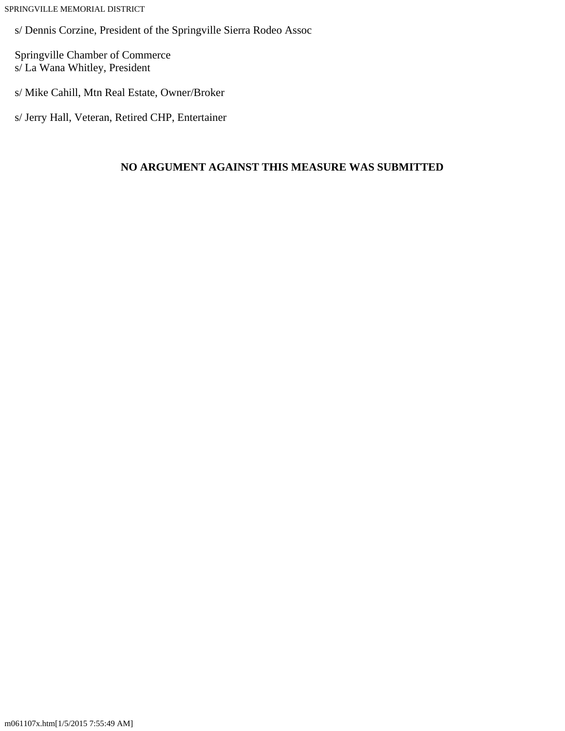s/ Dennis Corzine, President of the Springville Sierra Rodeo Assoc

Springville Chamber of Commerce
s/ La Wana Whitley, President

s/ Mike Cahill, Mtn Real Estate, Owner/Broker

s/ Jerry Hall, Veteran, Retired CHP, Entertainer

**NO ARGUMENT AGAINST THIS MEASURE WAS SUBMITTED**